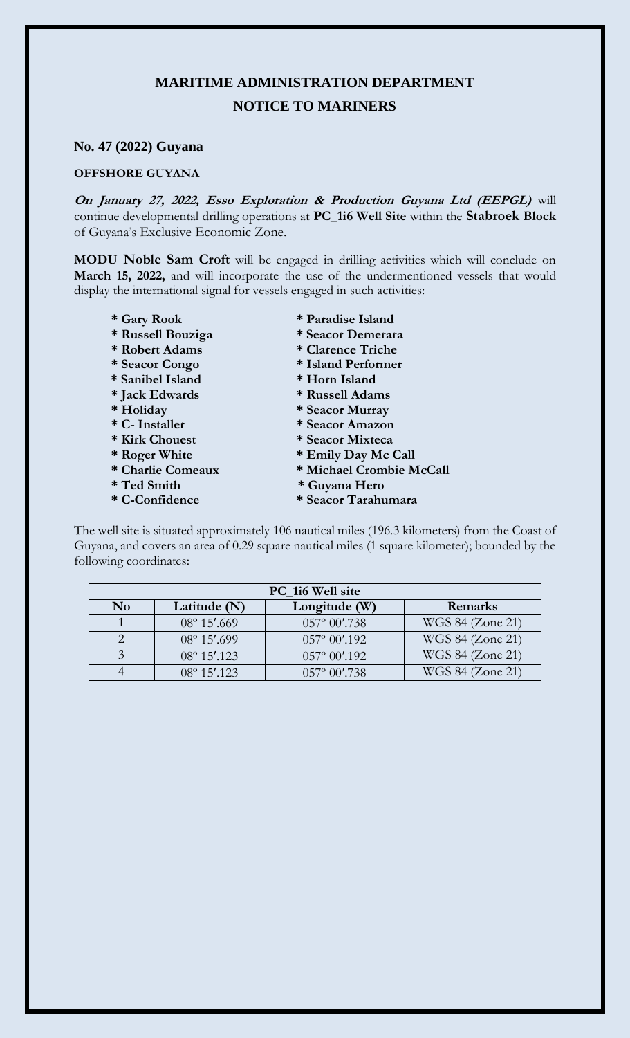# MARITIME ADMINISTRATION DEPARTMENT
## NOTICE TO MARINERS

**No. 47 (2022) Guyana**

**OFFSHORE GUYANA**

***On January 27, 2022, Esso Exploration & Production Guyana Ltd (EEPGL)*** will continue developmental drilling operations at **PC_1i6 Well Site** within the **Stabroek Block** of Guyana's Exclusive Economic Zone.

**MODU Noble Sam Croft** will be engaged in drilling activities which will conclude on **March 15, 2022,** and will incorporate the use of the undermentioned vessels that would display the international signal for vessels engaged in such activities:

- **Gary Rook**
- **Russell Bouziga**
- **Robert Adams**
- **Seacor Congo**
- **Sanibel Island**
- **Jack Edwards**
- **Holiday**
- **C- Installer**
- **Kirk Chouest**
- **Roger White**
- **Charlie Comeaux**
- **Ted Smith**
- **C-Confidence**
- **Paradise Island**
- **Seacor Demerara**
- **Clarence Triche**
- **Island Performer**
- **Horn Island**
- **Russell Adams**
- **Seacor Murray**
- **Seacor Amazon**
- **Seacor Mixteca**
- **Emily Day Mc Call**
- **Michael Crombie McCall**
- **Guyana Hero**
- **Seacor Tarahumara**

The well site is situated approximately 106 nautical miles (196.3 kilometers) from the Coast of Guyana, and covers an area of 0.29 square nautical miles (1 square kilometer); bounded by the following coordinates:

| PC_1i6 Well site | | | |
|---|---|---|---|
| **No** | **Latitude (N)** | **Longitude (W)** | **Remarks** |
| 1 | 08º 15′.669 | 057º 00′.738 | WGS 84 (Zone 21) |
| 2 | 08º 15′.699 | 057º 00′.192 | WGS 84 (Zone 21) |
| 3 | 08º 15′.123 | 057º 00′.192 | WGS 84 (Zone 21) |
| 4 | 08º 15′.123 | 057º 00′.738 | WGS 84 (Zone 21) |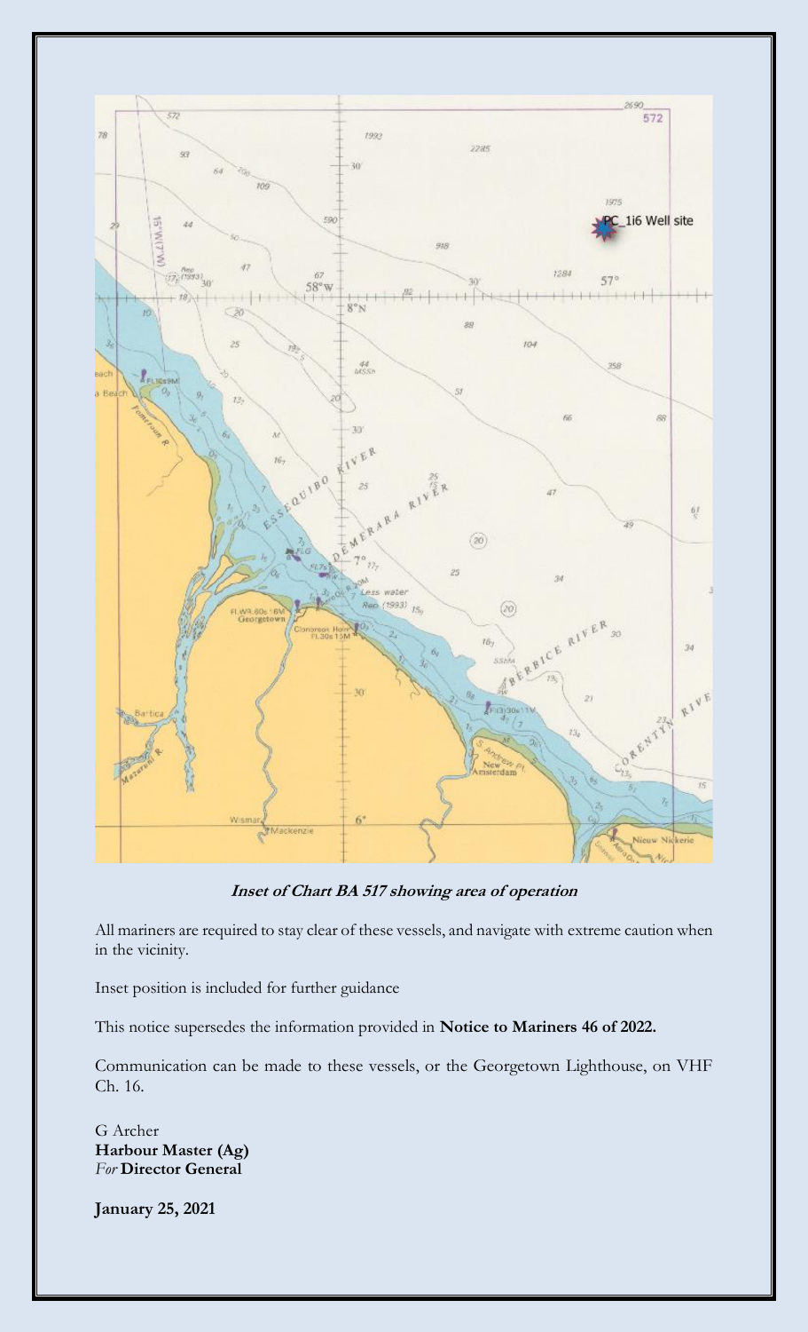**Inset of Chart BA 517 showing area of operation**

All mariners are required to stay clear of these vessels, and navigate with extreme caution when in the vicinity.

Inset position is included for further guidance

This notice supersedes the information provided in **Notice to Mariners 46 of 2022.**

Communication can be made to these vessels, or the Georgetown Lighthouse, on VHF Ch. 16.

G Archer
**Harbour Master (Ag)**
*For* **Director General**

**January 25, 2021**